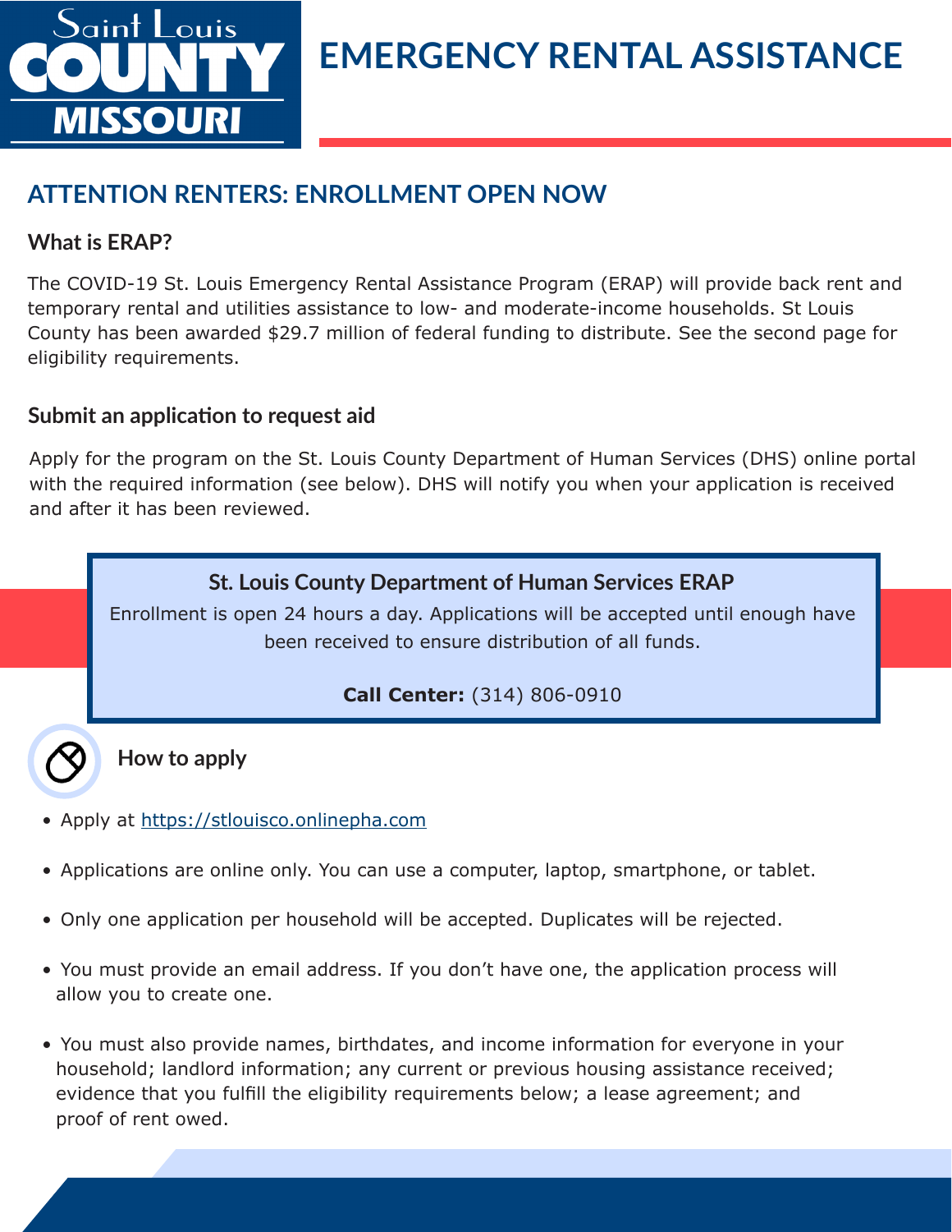Saint Louis COUNTY MISSOURI

# EMERGENCY RENTAL ASSISTANCE

## ATTENTION RENTERS: ENROLLMENT OPEN NOW

### What is ERAP?

The COVID-19 St. Louis Emergency Rental Assistance Program (ERAP) will provide back rent and temporary rental and utilities assistance to low- and moderate-income households. St Louis County has been awarded $29.7 million of federal funding to distribute. See the second page for eligibility requirements.

### Submit an application to request aid

Apply for the program on the St. Louis County Department of Human Services (DHS) online portal with the required information (see below). DHS will notify you when your application is received and after it has been reviewed.

**St. Louis County Department of Human Services ERAP**

Enrollment is open 24 hours a day. Applications will be accepted until enough have been received to ensure distribution of all funds.

**Call Center:** (314) 806-0910

### How to apply

- Apply at https://stlouisco.onlinepha.com
- Applications are online only. You can use a computer, laptop, smartphone, or tablet.
- Only one application per household will be accepted. Duplicates will be rejected.
- You must provide an email address. If you don't have one, the application process will allow you to create one.
- You must also provide names, birthdates, and income information for everyone in your household; landlord information; any current or previous housing assistance received; evidence that you fulfill the eligibility requirements below; a lease agreement; and proof of rent owed.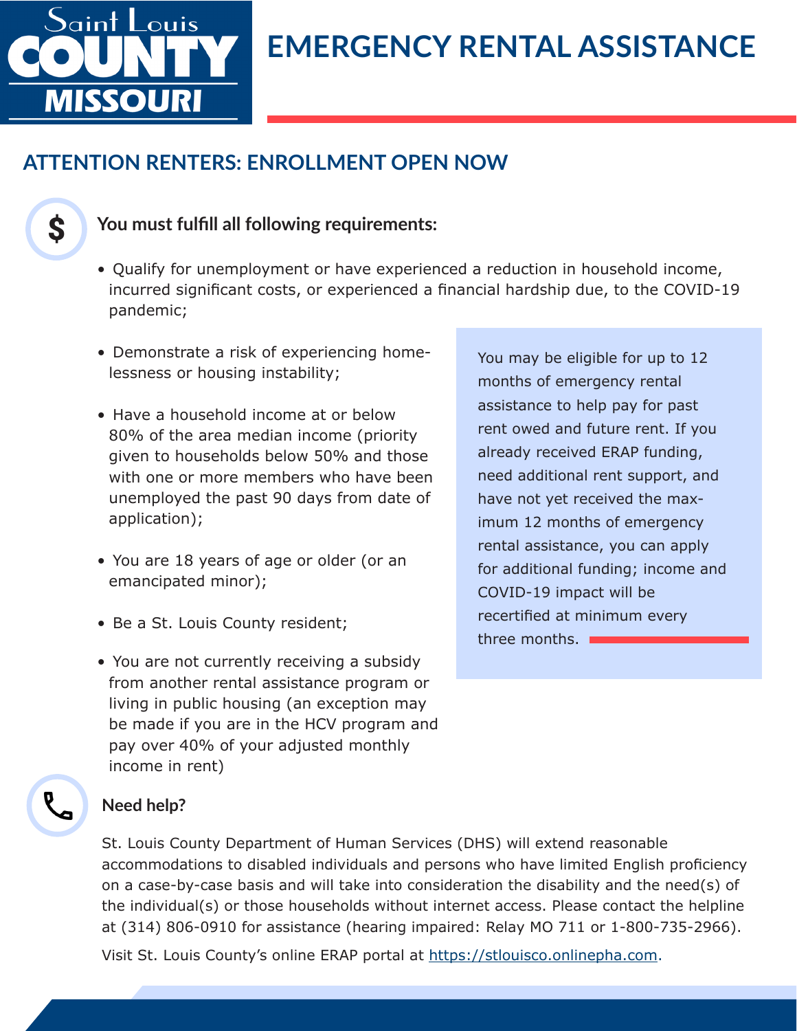Saint Louis COUNTY MISSOURI

# EMERGENCY RENTAL ASSISTANCE

## ATTENTION RENTERS: ENROLLMENT OPEN NOW

### You must fulfill all following requirements:

- Qualify for unemployment or have experienced a reduction in household income, incurred significant costs, or experienced a financial hardship due, to the COVID-19 pandemic;
- Demonstrate a risk of experiencing homelessness or housing instability;
- Have a household income at or below 80% of the area median income (priority given to households below 50% and those with one or more members who have been unemployed the past 90 days from date of application);
- You are 18 years of age or older (or an emancipated minor);
- Be a St. Louis County resident;
- You are not currently receiving a subsidy from another rental assistance program or living in public housing (an exception may be made if you are in the HCV program and pay over 40% of your adjusted monthly income in rent)

You may be eligible for up to 12 months of emergency rental assistance to help pay for past rent owed and future rent. If you already received ERAP funding, need additional rent support, and have not yet received the maximum 12 months of emergency rental assistance, you can apply for additional funding; income and COVID-19 impact will be recertified at minimum every three months.

### Need help?

St. Louis County Department of Human Services (DHS) will extend reasonable accommodations to disabled individuals and persons who have limited English proficiency on a case-by-case basis and will take into consideration the disability and the need(s) of the individual(s) or those households without internet access. Please contact the helpline at (314) 806-0910 for assistance (hearing impaired: Relay MO 711 or 1-800-735-2966).

Visit St. Louis County's online ERAP portal at https://stlouisco.onlinepha.com.